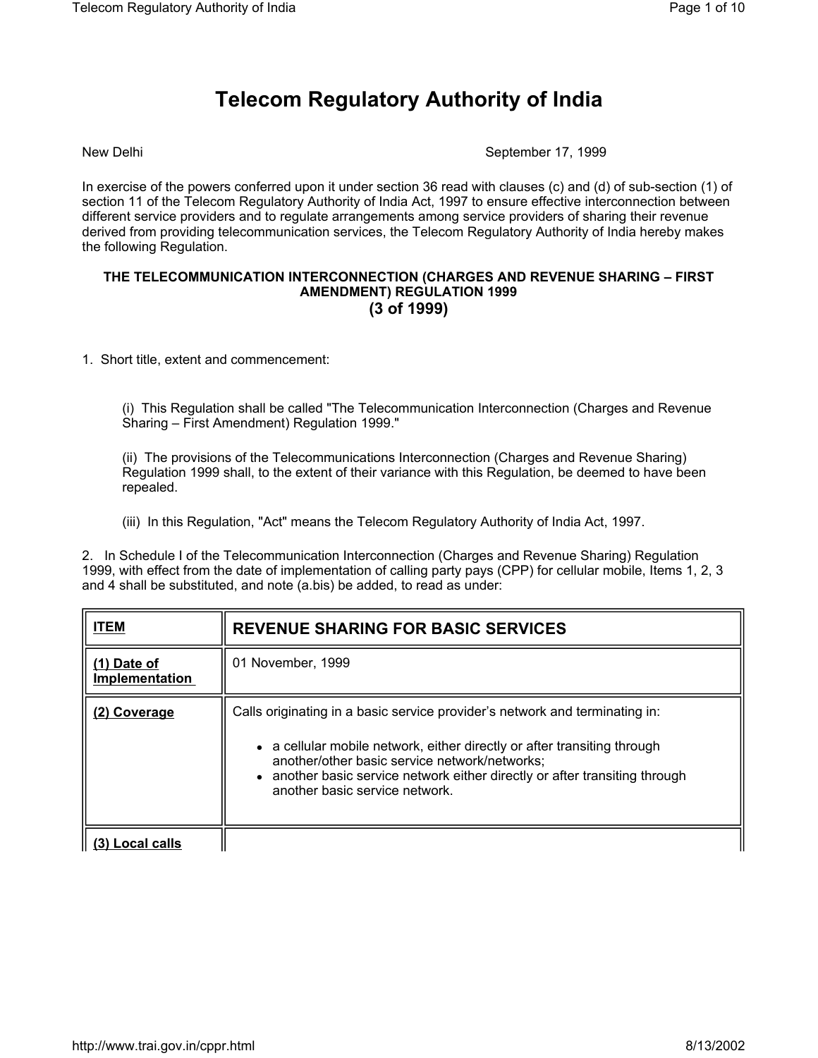# Telecom Regulatory Authority of India

New Delhi September 17, 1999

In exercise of the powers conferred upon it under section 36 read with clauses (c) and (d) of sub-section (1) of section 11 of the Telecom Regulatory Authority of India Act, 1997 to ensure effective interconnection between different service providers and to regulate arrangements among service providers of sharing their revenue derived from providing telecommunication services, the Telecom Regulatory Authority of India hereby makes the following Regulation.

**THE TELECOMMUNICATION INTERCONNECTION (CHARGES AND REVENUE SHARING – FIRST AMENDMENT) REGULATION 1999**
**(3 of 1999)**

1. Short title, extent and commencement:

   (i) This Regulation shall be called "The Telecommunication Interconnection (Charges and Revenue Sharing – First Amendment) Regulation 1999."

   (ii) The provisions of the Telecommunications Interconnection (Charges and Revenue Sharing) Regulation 1999 shall, to the extent of their variance with this Regulation, be deemed to have been repealed.

   (iii) In this Regulation, "Act" means the Telecom Regulatory Authority of India Act, 1997.

2. In Schedule I of the Telecommunication Interconnection (Charges and Revenue Sharing) Regulation 1999, with effect from the date of implementation of calling party pays (CPP) for cellular mobile, Items 1, 2, 3 and 4 shall be substituted, and note (a.bis) be added, to read as under:

| ITEM | REVENUE SHARING FOR BASIC SERVICES |
|---|---|
| (1) Date of Implementation | 01 November, 1999 |
| (2) Coverage | Calls originating in a basic service provider's network and terminating in:<br>• a cellular mobile network, either directly or after transiting through another/other basic service network/networks;<br>• another basic service network either directly or after transiting through another basic service network. |
| (3) Local calls | |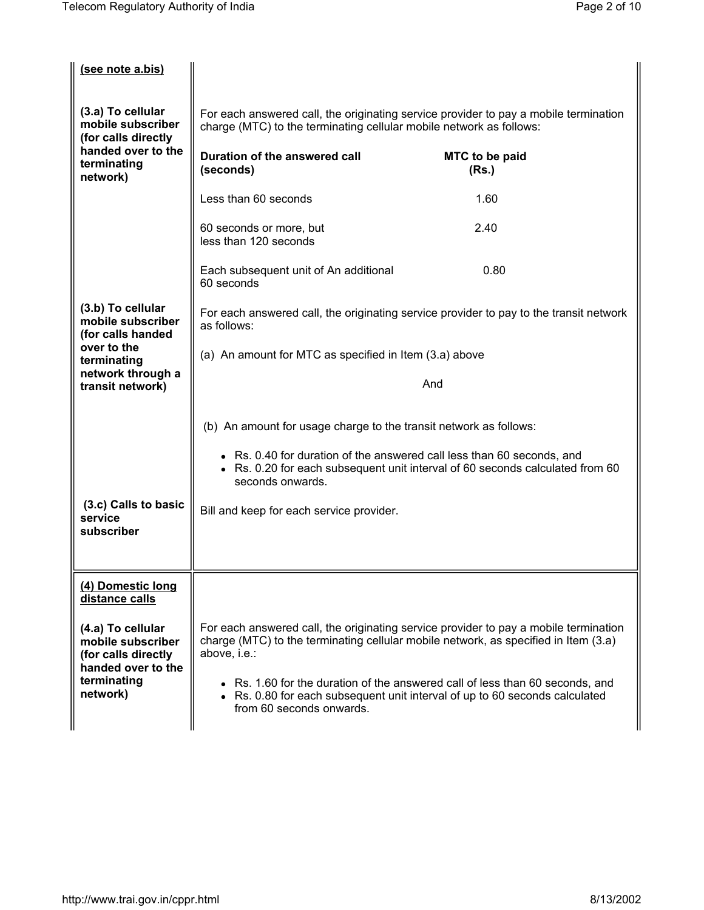| | |
|---|---|
| **(see note a.bis)** | |
| **(3.a) To cellular mobile subscriber (for calls directly handed over to the terminating network)** | For each answered call, the originating service provider to pay a mobile termination charge (MTC) to the terminating cellular mobile network as follows:<br><br>**Duration of the answered call (seconds)** — **MTC to be paid (Rs.)**<br>Less than 60 seconds — 1.60<br>60 seconds or more, but less than 120 seconds — 2.40<br>Each subsequent unit of An additional 60 seconds — 0.80 |
| **(3.b) To cellular mobile subscriber (for calls handed over to the terminating network through a transit network)** | For each answered call, the originating service provider to pay to the transit network as follows:<br><br>(a) An amount for MTC as specified in Item (3.a) above<br><br>And<br><br>(b) An amount for usage charge to the transit network as follows:<br>• Rs. 0.40 for duration of the answered call less than 60 seconds, and<br>• Rs. 0.20 for each subsequent unit interval of 60 seconds calculated from 60 seconds onwards. |
| **(3.c) Calls to basic service subscriber** | Bill and keep for each service provider. |
| **(4) Domestic long distance calls** | |
| **(4.a) To cellular mobile subscriber (for calls directly handed over to the terminating network)** | For each answered call, the originating service provider to pay a mobile termination charge (MTC) to the terminating cellular mobile network, as specified in Item (3.a) above, i.e.:<br>• Rs. 1.60 for the duration of the answered call of less than 60 seconds, and<br>• Rs. 0.80 for each subsequent unit interval of up to 60 seconds calculated from 60 seconds onwards. |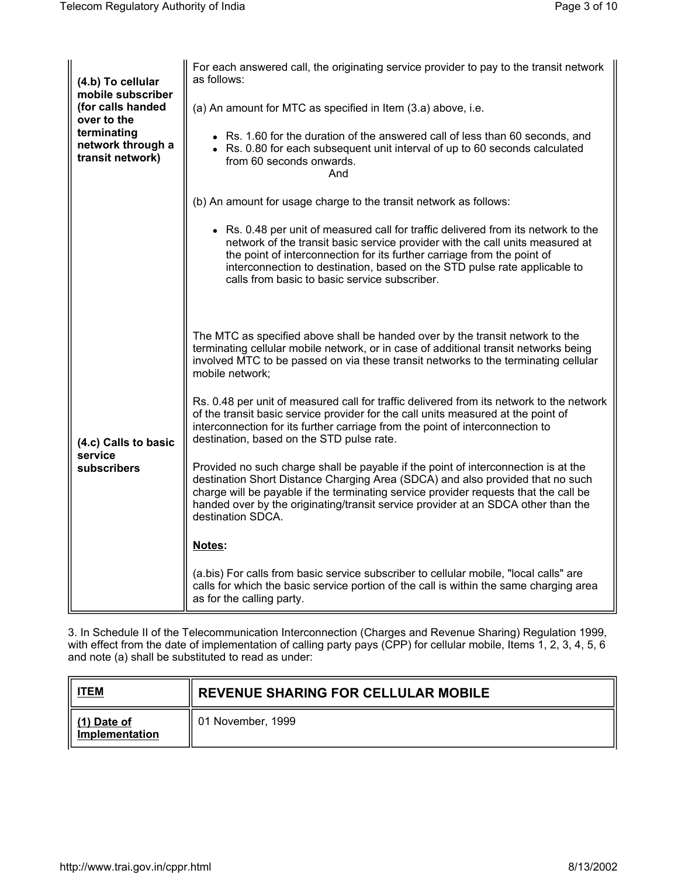| | |
|---|---|
| **(4.b) To cellular mobile subscriber (for calls handed over to the terminating network through a transit network)** | For each answered call, the originating service provider to pay to the transit network as follows:<br><br>(a) An amount for MTC as specified in Item (3.a) above, i.e.<br><br>• Rs. 1.60 for the duration of the answered call of less than 60 seconds, and<br>• Rs. 0.80 for each subsequent unit interval of up to 60 seconds calculated from 60 seconds onwards.<br>And<br><br>(b) An amount for usage charge to the transit network as follows:<br><br>• Rs. 0.48 per unit of measured call for traffic delivered from its network to the network of the transit basic service provider with the call units measured at the point of interconnection for its further carriage from the point of interconnection to destination, based on the STD pulse rate applicable to calls from basic to basic service subscriber.<br><br>The MTC as specified above shall be handed over by the transit network to the terminating cellular mobile network, or in case of additional transit networks being involved MTC to be passed on via these transit networks to the terminating cellular mobile network; |
| **(4.c) Calls to basic service subscribers** | Rs. 0.48 per unit of measured call for traffic delivered from its network to the network of the transit basic service provider for the call units measured at the point of interconnection for its further carriage from the point of interconnection to destination, based on the STD pulse rate.<br><br>Provided no such charge shall be payable if the point of interconnection is at the destination Short Distance Charging Area (SDCA) and also provided that no such charge will be payable if the terminating service provider requests that the call be handed over by the originating/transit service provider at an SDCA other than the destination SDCA.<br><br>**Notes:**<br><br>(a.bis) For calls from basic service subscriber to cellular mobile, "local calls" are calls for which the basic service portion of the call is within the same charging area as for the calling party. |

3. In Schedule II of the Telecommunication Interconnection (Charges and Revenue Sharing) Regulation 1999, with effect from the date of implementation of calling party pays (CPP) for cellular mobile, Items 1, 2, 3, 4, 5, 6 and note (a) shall be substituted to read as under:

| **ITEM** | **REVENUE SHARING FOR CELLULAR MOBILE** |
|---|---|
| **(1) Date of Implementation** | 01 November, 1999 |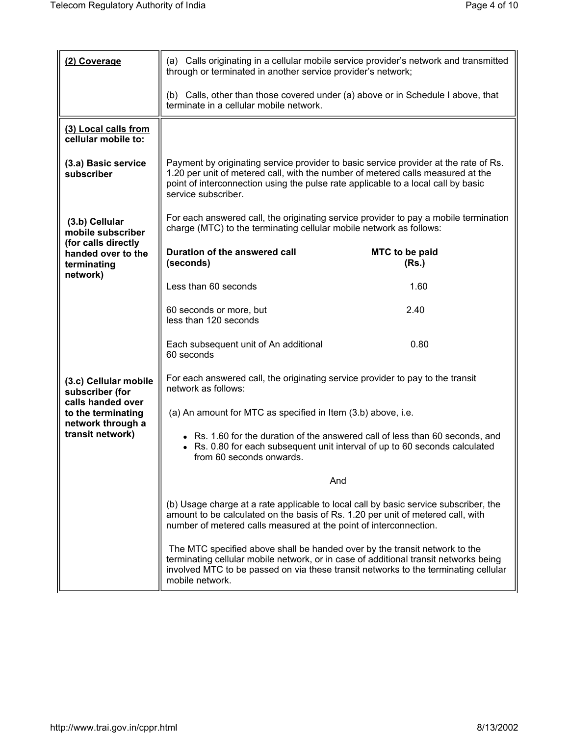| | |
|---|---|
| **(2) Coverage** | (a) Calls originating in a cellular mobile service provider's network and transmitted through or terminated in another service provider's network;<br><br>(b) Calls, other than those covered under (a) above or in Schedule I above, that terminate in a cellular mobile network. |
| **(3) Local calls from cellular mobile to:** | |
| **(3.a) Basic service subscriber** | Payment by originating service provider to basic service provider at the rate of Rs. 1.20 per unit of metered call, with the number of metered calls measured at the point of interconnection using the pulse rate applicable to a local call by basic service subscriber. |
| **(3.b) Cellular mobile subscriber (for calls directly handed over to the terminating network)** | For each answered call, the originating service provider to pay a mobile termination charge (MTC) to the terminating cellular mobile network as follows:<br><br>**Duration of the answered call (seconds)** — **MTC to be paid (Rs.)**<br><br>Less than 60 seconds — 1.60<br><br>60 seconds or more, but less than 120 seconds — 2.40<br><br>Each subsequent unit of An additional 60 seconds — 0.80 |
| **(3.c) Cellular mobile subscriber (for calls handed over to the terminating network through a transit network)** | For each answered call, the originating service provider to pay to the transit network as follows:<br><br>(a) An amount for MTC as specified in Item (3.b) above, i.e.<br><br>• Rs. 1.60 for the duration of the answered call of less than 60 seconds, and<br>• Rs. 0.80 for each subsequent unit interval of up to 60 seconds calculated from 60 seconds onwards.<br><br>And<br><br>(b) Usage charge at a rate applicable to local call by basic service subscriber, the amount to be calculated on the basis of Rs. 1.20 per unit of metered call, with number of metered calls measured at the point of interconnection.<br><br>The MTC specified above shall be handed over by the transit network to the terminating cellular mobile network, or in case of additional transit networks being involved MTC to be passed on via these transit networks to the terminating cellular mobile network. |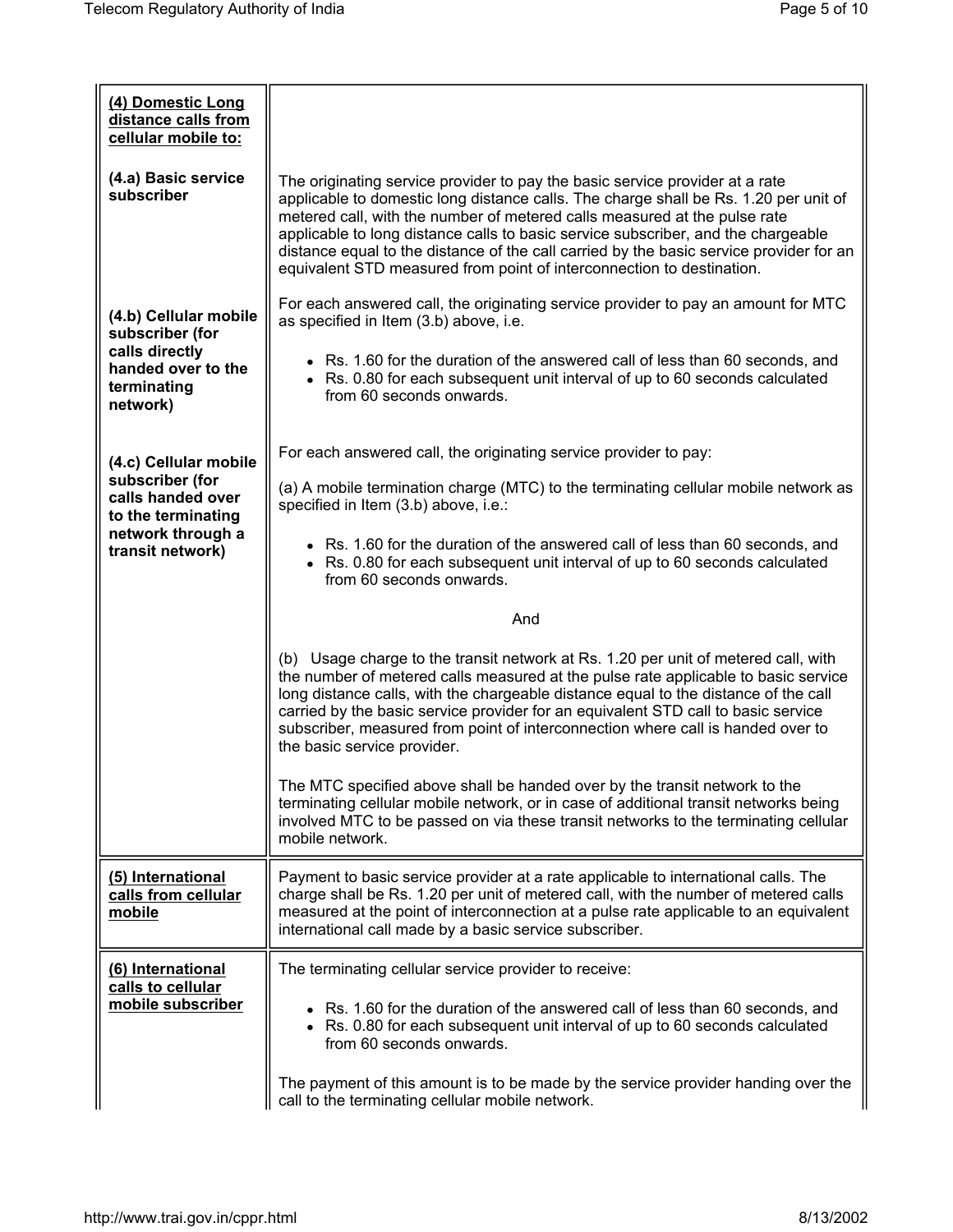| | |
|---|---|
| **(4) Domestic Long distance calls from cellular mobile to:** | |
| **(4.a) Basic service subscriber** | The originating service provider to pay the basic service provider at a rate applicable to domestic long distance calls. The charge shall be Rs. 1.20 per unit of metered call, with the number of metered calls measured at the pulse rate applicable to long distance calls to basic service subscriber, and the chargeable distance equal to the distance of the call carried by the basic service provider for an equivalent STD measured from point of interconnection to destination. |
| **(4.b) Cellular mobile subscriber (for calls directly handed over to the terminating network)** | For each answered call, the originating service provider to pay an amount for MTC as specified in Item (3.b) above, i.e. <br>• Rs. 1.60 for the duration of the answered call of less than 60 seconds, and <br>• Rs. 0.80 for each subsequent unit interval of up to 60 seconds calculated from 60 seconds onwards. |
| **(4.c) Cellular mobile subscriber (for calls handed over to the terminating network through a transit network)** | For each answered call, the originating service provider to pay: <br><br>(a) A mobile termination charge (MTC) to the terminating cellular mobile network as specified in Item (3.b) above, i.e.: <br>• Rs. 1.60 for the duration of the answered call of less than 60 seconds, and <br>• Rs. 0.80 for each subsequent unit interval of up to 60 seconds calculated from 60 seconds onwards. <br><br>And <br><br>(b) Usage charge to the transit network at Rs. 1.20 per unit of metered call, with the number of metered calls measured at the pulse rate applicable to basic service long distance calls, with the chargeable distance equal to the distance of the call carried by the basic service provider for an equivalent STD call to basic service subscriber, measured from point of interconnection where call is handed over to the basic service provider. <br><br>The MTC specified above shall be handed over by the transit network to the terminating cellular mobile network, or in case of additional transit networks being involved MTC to be passed on via these transit networks to the terminating cellular mobile network. |
| **(5) International calls from cellular mobile** | Payment to basic service provider at a rate applicable to international calls. The charge shall be Rs. 1.20 per unit of metered call, with the number of metered calls measured at the point of interconnection at a pulse rate applicable to an equivalent international call made by a basic service subscriber. |
| **(6) International calls to cellular mobile subscriber** | The terminating cellular service provider to receive: <br>• Rs. 1.60 for the duration of the answered call of less than 60 seconds, and <br>• Rs. 0.80 for each subsequent unit interval of up to 60 seconds calculated from 60 seconds onwards. <br><br>The payment of this amount is to be made by the service provider handing over the call to the terminating cellular mobile network. |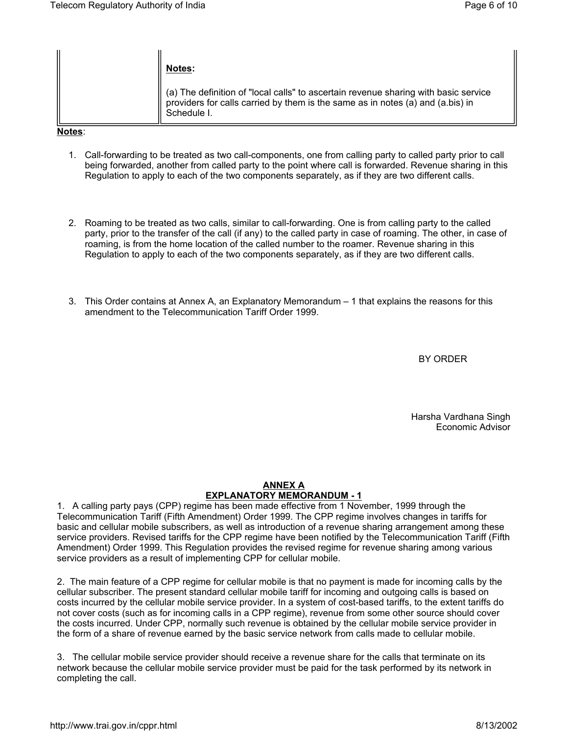| | **Notes:**<br><br>(a) The definition of "local calls" to ascertain revenue sharing with basic service providers for calls carried by them is the same as in notes (a) and (a.bis) in Schedule I. |
|---|---|

**Notes**:

1. Call-forwarding to be treated as two call-components, one from calling party to called party prior to call being forwarded, another from called party to the point where call is forwarded. Revenue sharing in this Regulation to apply to each of the two components separately, as if they are two different calls.

2. Roaming to be treated as two calls, similar to call-forwarding. One is from calling party to the called party, prior to the transfer of the call (if any) to the called party in case of roaming. The other, in case of roaming, is from the home location of the called number to the roamer. Revenue sharing in this Regulation to apply to each of the two components separately, as if they are two different calls.

3. This Order contains at Annex A, an Explanatory Memorandum – 1 that explains the reasons for this amendment to the Telecommunication Tariff Order 1999.

BY ORDER

Harsha Vardhana Singh
Economic Advisor

## ANNEX A
## EXPLANATORY MEMORANDUM - 1

1. A calling party pays (CPP) regime has been made effective from 1 November, 1999 through the Telecommunication Tariff (Fifth Amendment) Order 1999. The CPP regime involves changes in tariffs for basic and cellular mobile subscribers, as well as introduction of a revenue sharing arrangement among these service providers. Revised tariffs for the CPP regime have been notified by the Telecommunication Tariff (Fifth Amendment) Order 1999. This Regulation provides the revised regime for revenue sharing among various service providers as a result of implementing CPP for cellular mobile.

2. The main feature of a CPP regime for cellular mobile is that no payment is made for incoming calls by the cellular subscriber. The present standard cellular mobile tariff for incoming and outgoing calls is based on costs incurred by the cellular mobile service provider. In a system of cost-based tariffs, to the extent tariffs do not cover costs (such as for incoming calls in a CPP regime), revenue from some other source should cover the costs incurred. Under CPP, normally such revenue is obtained by the cellular mobile service provider in the form of a share of revenue earned by the basic service network from calls made to cellular mobile.

3. The cellular mobile service provider should receive a revenue share for the calls that terminate on its network because the cellular mobile service provider must be paid for the task performed by its network in completing the call.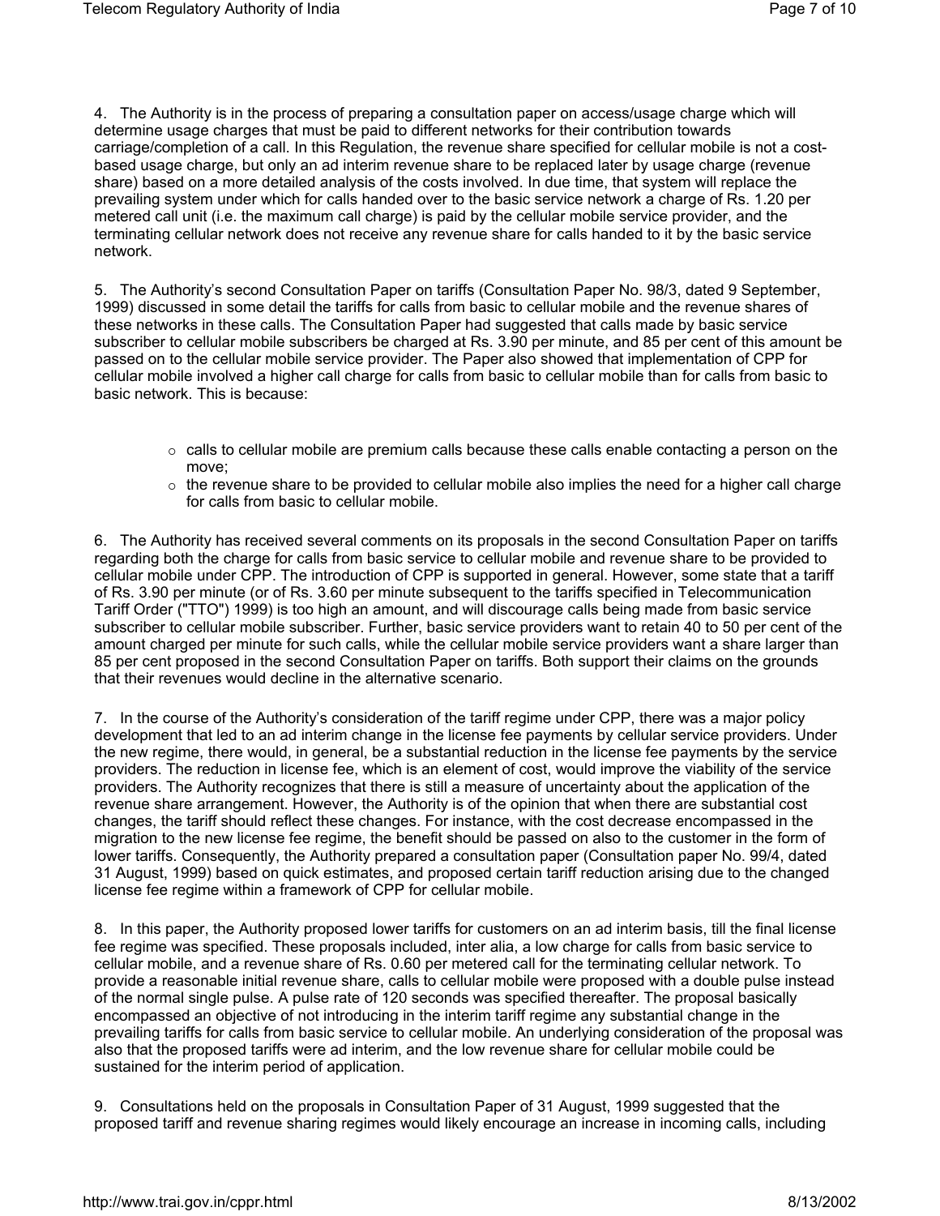4. The Authority is in the process of preparing a consultation paper on access/usage charge which will determine usage charges that must be paid to different networks for their contribution towards carriage/completion of a call. In this Regulation, the revenue share specified for cellular mobile is not a cost-based usage charge, but only an ad interim revenue share to be replaced later by usage charge (revenue share) based on a more detailed analysis of the costs involved. In due time, that system will replace the prevailing system under which for calls handed over to the basic service network a charge of Rs. 1.20 per metered call unit (i.e. the maximum call charge) is paid by the cellular mobile service provider, and the terminating cellular network does not receive any revenue share for calls handed to it by the basic service network.

5. The Authority's second Consultation Paper on tariffs (Consultation Paper No. 98/3, dated 9 September, 1999) discussed in some detail the tariffs for calls from basic to cellular mobile and the revenue shares of these networks in these calls. The Consultation Paper had suggested that calls made by basic service subscriber to cellular mobile subscribers be charged at Rs. 3.90 per minute, and 85 per cent of this amount be passed on to the cellular mobile service provider. The Paper also showed that implementation of CPP for cellular mobile involved a higher call charge for calls from basic to cellular mobile than for calls from basic to basic network. This is because:

- calls to cellular mobile are premium calls because these calls enable contacting a person on the move;
- the revenue share to be provided to cellular mobile also implies the need for a higher call charge for calls from basic to cellular mobile.

6. The Authority has received several comments on its proposals in the second Consultation Paper on tariffs regarding both the charge for calls from basic service to cellular mobile and revenue share to be provided to cellular mobile under CPP. The introduction of CPP is supported in general. However, some state that a tariff of Rs. 3.90 per minute (or of Rs. 3.60 per minute subsequent to the tariffs specified in Telecommunication Tariff Order ("TTO") 1999) is too high an amount, and will discourage calls being made from basic service subscriber to cellular mobile subscriber. Further, basic service providers want to retain 40 to 50 per cent of the amount charged per minute for such calls, while the cellular mobile service providers want a share larger than 85 per cent proposed in the second Consultation Paper on tariffs. Both support their claims on the grounds that their revenues would decline in the alternative scenario.

7. In the course of the Authority's consideration of the tariff regime under CPP, there was a major policy development that led to an ad interim change in the license fee payments by cellular service providers. Under the new regime, there would, in general, be a substantial reduction in the license fee payments by the service providers. The reduction in license fee, which is an element of cost, would improve the viability of the service providers. The Authority recognizes that there is still a measure of uncertainty about the application of the revenue share arrangement. However, the Authority is of the opinion that when there are substantial cost changes, the tariff should reflect these changes. For instance, with the cost decrease encompassed in the migration to the new license fee regime, the benefit should be passed on also to the customer in the form of lower tariffs. Consequently, the Authority prepared a consultation paper (Consultation paper No. 99/4, dated 31 August, 1999) based on quick estimates, and proposed certain tariff reduction arising due to the changed license fee regime within a framework of CPP for cellular mobile.

8. In this paper, the Authority proposed lower tariffs for customers on an ad interim basis, till the final license fee regime was specified. These proposals included, inter alia, a low charge for calls from basic service to cellular mobile, and a revenue share of Rs. 0.60 per metered call for the terminating cellular network. To provide a reasonable initial revenue share, calls to cellular mobile were proposed with a double pulse instead of the normal single pulse. A pulse rate of 120 seconds was specified thereafter. The proposal basically encompassed an objective of not introducing in the interim tariff regime any substantial change in the prevailing tariffs for calls from basic service to cellular mobile. An underlying consideration of the proposal was also that the proposed tariffs were ad interim, and the low revenue share for cellular mobile could be sustained for the interim period of application.

9. Consultations held on the proposals in Consultation Paper of 31 August, 1999 suggested that the proposed tariff and revenue sharing regimes would likely encourage an increase in incoming calls, including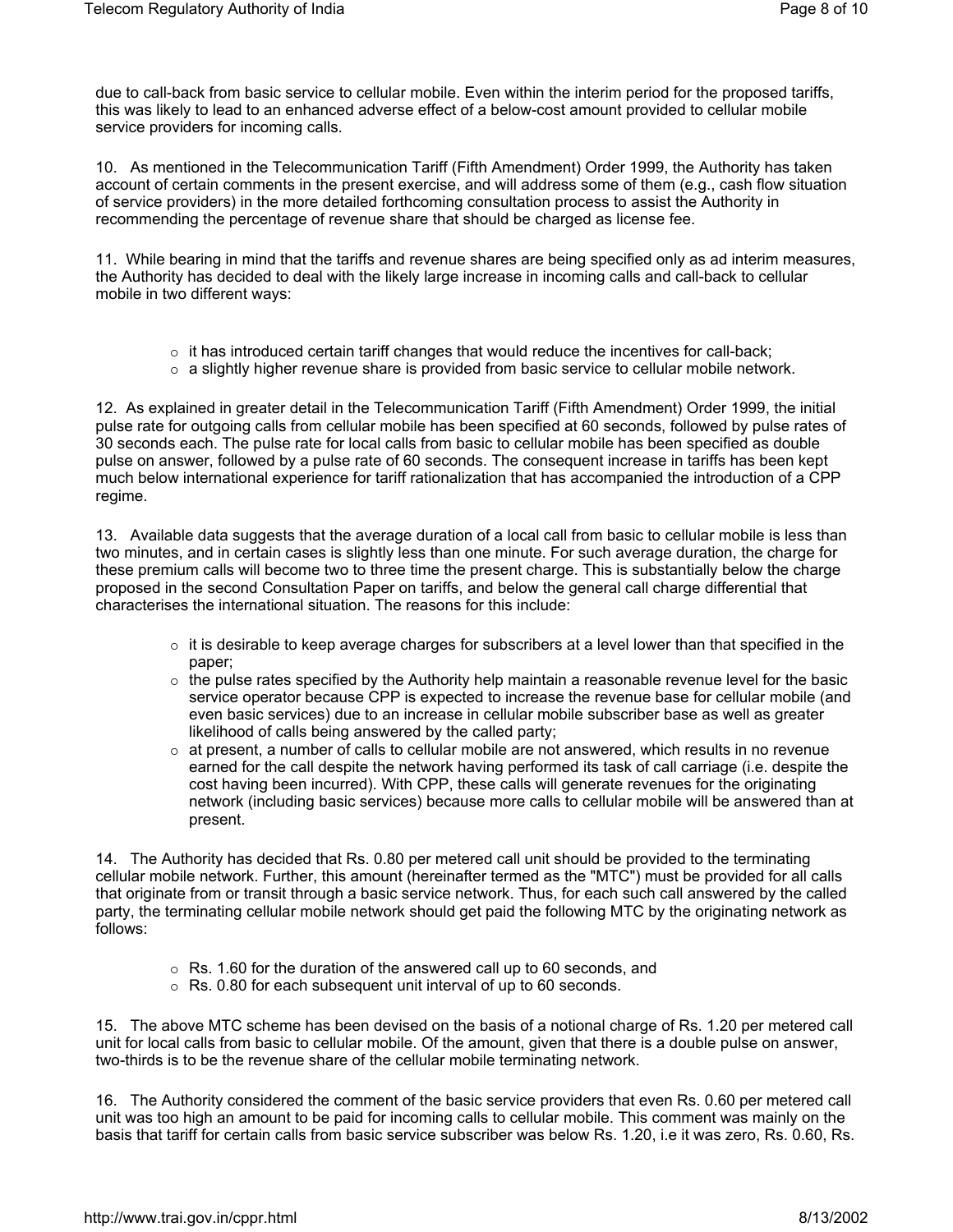due to call-back from basic service to cellular mobile. Even within the interim period for the proposed tariffs, this was likely to lead to an enhanced adverse effect of a below-cost amount provided to cellular mobile service providers for incoming calls.

10. As mentioned in the Telecommunication Tariff (Fifth Amendment) Order 1999, the Authority has taken account of certain comments in the present exercise, and will address some of them (e.g., cash flow situation of service providers) in the more detailed forthcoming consultation process to assist the Authority in recommending the percentage of revenue share that should be charged as license fee.

11. While bearing in mind that the tariffs and revenue shares are being specified only as ad interim measures, the Authority has decided to deal with the likely large increase in incoming calls and call-back to cellular mobile in two different ways:

- it has introduced certain tariff changes that would reduce the incentives for call-back;
- a slightly higher revenue share is provided from basic service to cellular mobile network.

12. As explained in greater detail in the Telecommunication Tariff (Fifth Amendment) Order 1999, the initial pulse rate for outgoing calls from cellular mobile has been specified at 60 seconds, followed by pulse rates of 30 seconds each. The pulse rate for local calls from basic to cellular mobile has been specified as double pulse on answer, followed by a pulse rate of 60 seconds. The consequent increase in tariffs has been kept much below international experience for tariff rationalization that has accompanied the introduction of a CPP regime.

13. Available data suggests that the average duration of a local call from basic to cellular mobile is less than two minutes, and in certain cases is slightly less than one minute. For such average duration, the charge for these premium calls will become two to three time the present charge. This is substantially below the charge proposed in the second Consultation Paper on tariffs, and below the general call charge differential that characterises the international situation. The reasons for this include:

- it is desirable to keep average charges for subscribers at a level lower than that specified in the paper;
- the pulse rates specified by the Authority help maintain a reasonable revenue level for the basic service operator because CPP is expected to increase the revenue base for cellular mobile (and even basic services) due to an increase in cellular mobile subscriber base as well as greater likelihood of calls being answered by the called party;
- at present, a number of calls to cellular mobile are not answered, which results in no revenue earned for the call despite the network having performed its task of call carriage (i.e. despite the cost having been incurred). With CPP, these calls will generate revenues for the originating network (including basic services) because more calls to cellular mobile will be answered than at present.

14. The Authority has decided that Rs. 0.80 per metered call unit should be provided to the terminating cellular mobile network. Further, this amount (hereinafter termed as the "MTC") must be provided for all calls that originate from or transit through a basic service network. Thus, for each such call answered by the called party, the terminating cellular mobile network should get paid the following MTC by the originating network as follows:

- Rs. 1.60 for the duration of the answered call up to 60 seconds, and
- Rs. 0.80 for each subsequent unit interval of up to 60 seconds.

15. The above MTC scheme has been devised on the basis of a notional charge of Rs. 1.20 per metered call unit for local calls from basic to cellular mobile. Of the amount, given that there is a double pulse on answer, two-thirds is to be the revenue share of the cellular mobile terminating network.

16. The Authority considered the comment of the basic service providers that even Rs. 0.60 per metered call unit was too high an amount to be paid for incoming calls to cellular mobile. This comment was mainly on the basis that tariff for certain calls from basic service subscriber was below Rs. 1.20, i.e it was zero, Rs. 0.60, Rs.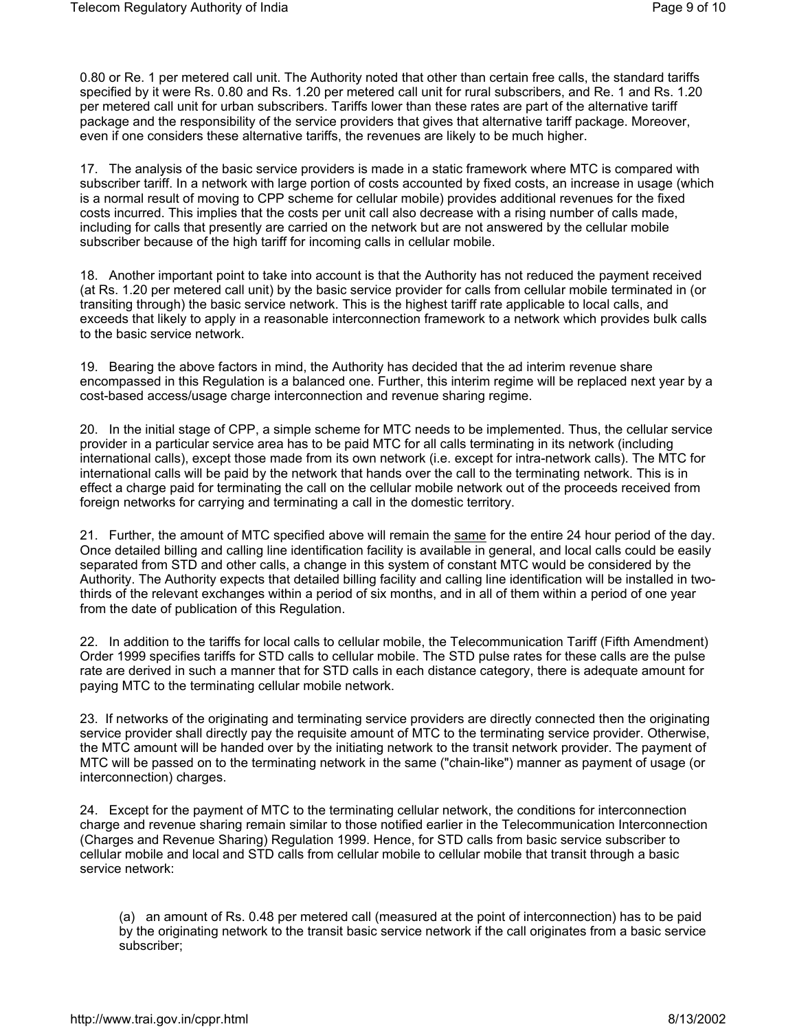0.80 or Re. 1 per metered call unit. The Authority noted that other than certain free calls, the standard tariffs specified by it were Rs. 0.80 and Rs. 1.20 per metered call unit for rural subscribers, and Re. 1 and Rs. 1.20 per metered call unit for urban subscribers. Tariffs lower than these rates are part of the alternative tariff package and the responsibility of the service providers that gives that alternative tariff package. Moreover, even if one considers these alternative tariffs, the revenues are likely to be much higher.

17. The analysis of the basic service providers is made in a static framework where MTC is compared with subscriber tariff. In a network with large portion of costs accounted by fixed costs, an increase in usage (which is a normal result of moving to CPP scheme for cellular mobile) provides additional revenues for the fixed costs incurred. This implies that the costs per unit call also decrease with a rising number of calls made, including for calls that presently are carried on the network but are not answered by the cellular mobile subscriber because of the high tariff for incoming calls in cellular mobile.

18. Another important point to take into account is that the Authority has not reduced the payment received (at Rs. 1.20 per metered call unit) by the basic service provider for calls from cellular mobile terminated in (or transiting through) the basic service network. This is the highest tariff rate applicable to local calls, and exceeds that likely to apply in a reasonable interconnection framework to a network which provides bulk calls to the basic service network.

19. Bearing the above factors in mind, the Authority has decided that the ad interim revenue share encompassed in this Regulation is a balanced one. Further, this interim regime will be replaced next year by a cost-based access/usage charge interconnection and revenue sharing regime.

20. In the initial stage of CPP, a simple scheme for MTC needs to be implemented. Thus, the cellular service provider in a particular service area has to be paid MTC for all calls terminating in its network (including international calls), except those made from its own network (i.e. except for intra-network calls). The MTC for international calls will be paid by the network that hands over the call to the terminating network. This is in effect a charge paid for terminating the call on the cellular mobile network out of the proceeds received from foreign networks for carrying and terminating a call in the domestic territory.

21. Further, the amount of MTC specified above will remain the <u>same</u> for the entire 24 hour period of the day. Once detailed billing and calling line identification facility is available in general, and local calls could be easily separated from STD and other calls, a change in this system of constant MTC would be considered by the Authority. The Authority expects that detailed billing facility and calling line identification will be installed in two-thirds of the relevant exchanges within a period of six months, and in all of them within a period of one year from the date of publication of this Regulation.

22. In addition to the tariffs for local calls to cellular mobile, the Telecommunication Tariff (Fifth Amendment) Order 1999 specifies tariffs for STD calls to cellular mobile. The STD pulse rates for these calls are the pulse rate are derived in such a manner that for STD calls in each distance category, there is adequate amount for paying MTC to the terminating cellular mobile network.

23. If networks of the originating and terminating service providers are directly connected then the originating service provider shall directly pay the requisite amount of MTC to the terminating service provider. Otherwise, the MTC amount will be handed over by the initiating network to the transit network provider. The payment of MTC will be passed on to the terminating network in the same ("chain-like") manner as payment of usage (or interconnection) charges.

24. Except for the payment of MTC to the terminating cellular network, the conditions for interconnection charge and revenue sharing remain similar to those notified earlier in the Telecommunication Interconnection (Charges and Revenue Sharing) Regulation 1999. Hence, for STD calls from basic service subscriber to cellular mobile and local and STD calls from cellular mobile to cellular mobile that transit through a basic service network:

(a) an amount of Rs. 0.48 per metered call (measured at the point of interconnection) has to be paid by the originating network to the transit basic service network if the call originates from a basic service subscriber;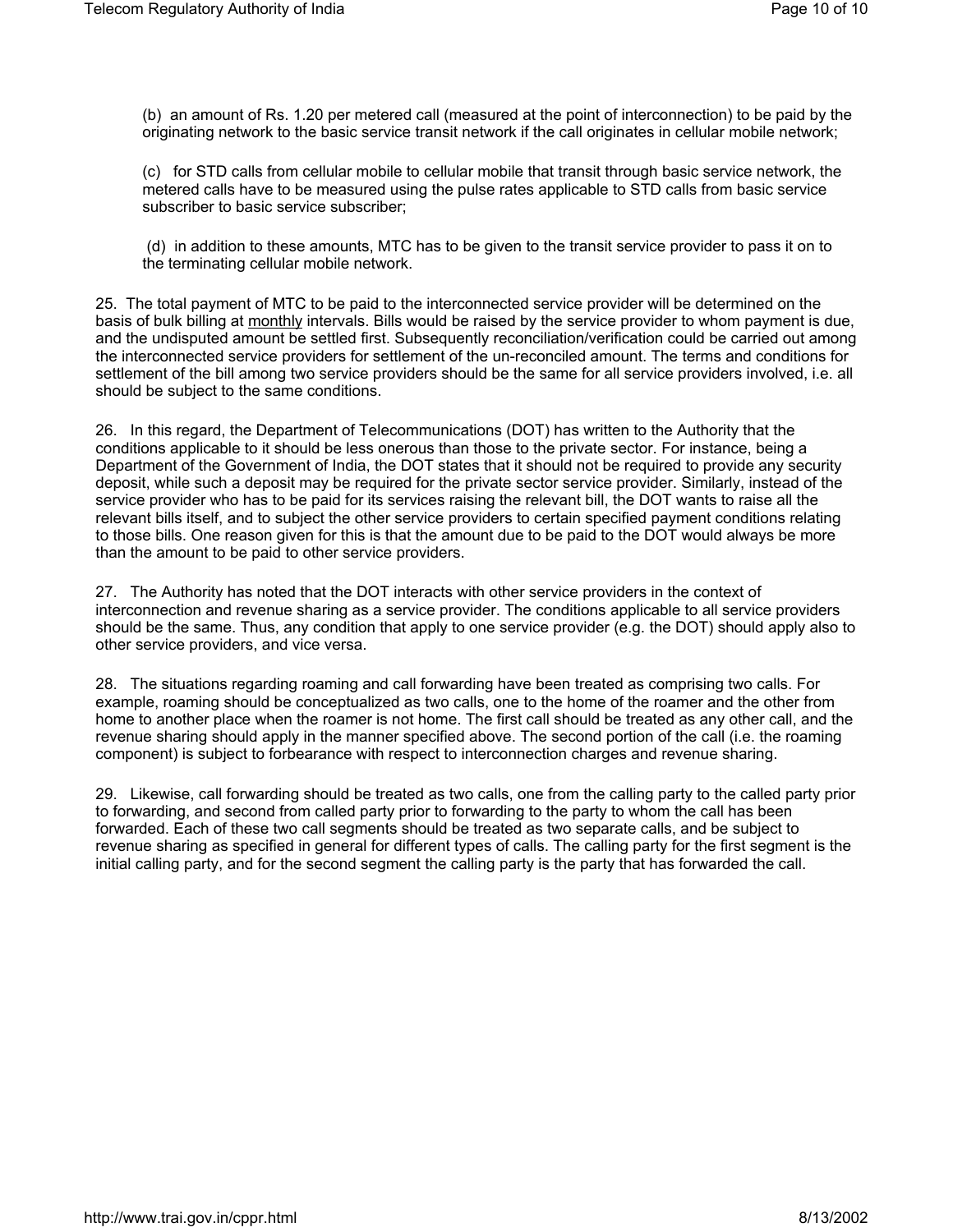(b) an amount of Rs. 1.20 per metered call (measured at the point of interconnection) to be paid by the originating network to the basic service transit network if the call originates in cellular mobile network;

(c) for STD calls from cellular mobile to cellular mobile that transit through basic service network, the metered calls have to be measured using the pulse rates applicable to STD calls from basic service subscriber to basic service subscriber;

(d) in addition to these amounts, MTC has to be given to the transit service provider to pass it on to the terminating cellular mobile network.

25. The total payment of MTC to be paid to the interconnected service provider will be determined on the basis of bulk billing at monthly intervals. Bills would be raised by the service provider to whom payment is due, and the undisputed amount be settled first. Subsequently reconciliation/verification could be carried out among the interconnected service providers for settlement of the un-reconciled amount. The terms and conditions for settlement of the bill among two service providers should be the same for all service providers involved, i.e. all should be subject to the same conditions.

26. In this regard, the Department of Telecommunications (DOT) has written to the Authority that the conditions applicable to it should be less onerous than those to the private sector. For instance, being a Department of the Government of India, the DOT states that it should not be required to provide any security deposit, while such a deposit may be required for the private sector service provider. Similarly, instead of the service provider who has to be paid for its services raising the relevant bill, the DOT wants to raise all the relevant bills itself, and to subject the other service providers to certain specified payment conditions relating to those bills. One reason given for this is that the amount due to be paid to the DOT would always be more than the amount to be paid to other service providers.

27. The Authority has noted that the DOT interacts with other service providers in the context of interconnection and revenue sharing as a service provider. The conditions applicable to all service providers should be the same. Thus, any condition that apply to one service provider (e.g. the DOT) should apply also to other service providers, and vice versa.

28. The situations regarding roaming and call forwarding have been treated as comprising two calls. For example, roaming should be conceptualized as two calls, one to the home of the roamer and the other from home to another place when the roamer is not home. The first call should be treated as any other call, and the revenue sharing should apply in the manner specified above. The second portion of the call (i.e. the roaming component) is subject to forbearance with respect to interconnection charges and revenue sharing.

29. Likewise, call forwarding should be treated as two calls, one from the calling party to the called party prior to forwarding, and second from called party prior to forwarding to the party to whom the call has been forwarded. Each of these two call segments should be treated as two separate calls, and be subject to revenue sharing as specified in general for different types of calls. The calling party for the first segment is the initial calling party, and for the second segment the calling party is the party that has forwarded the call.